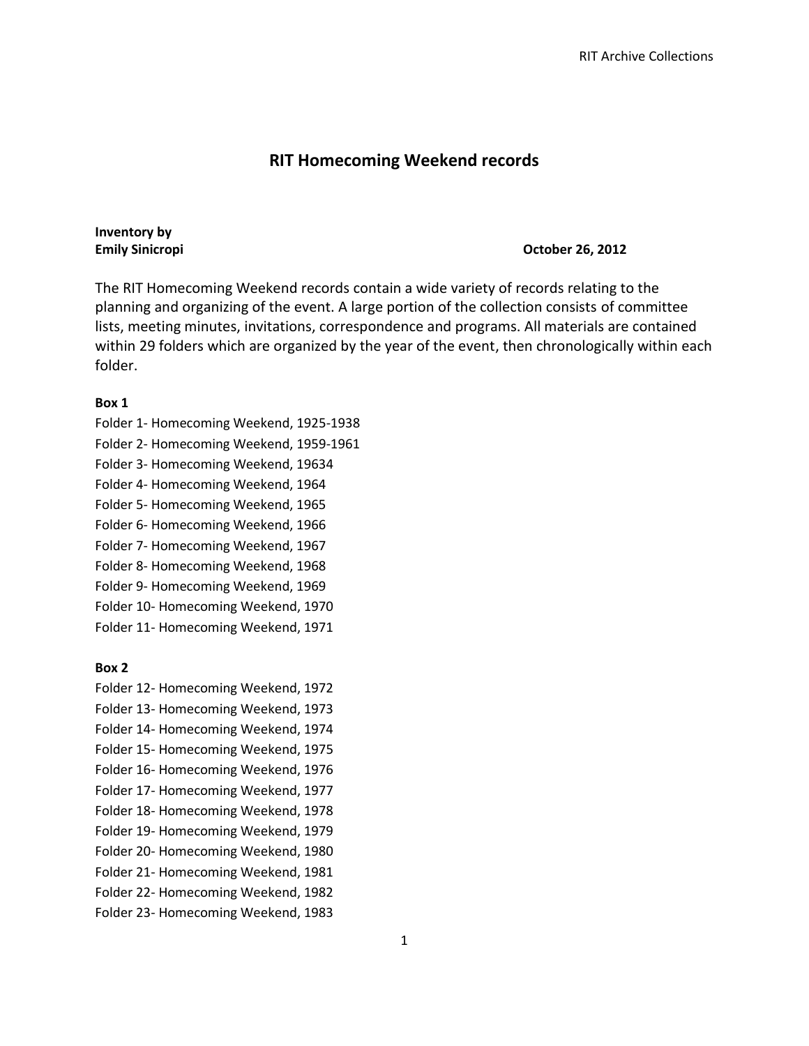# RIT Homecoming Weekend records

**Inventory by**
**Emily Sinicropi** **October 26, 2012**

The RIT Homecoming Weekend records contain a wide variety of records relating to the planning and organizing of the event. A large portion of the collection consists of committee lists, meeting minutes, invitations, correspondence and programs. All materials are contained within 29 folders which are organized by the year of the event, then chronologically within each folder.

**Box 1**

Folder 1- Homecoming Weekend, 1925-1938
Folder 2- Homecoming Weekend, 1959-1961
Folder 3- Homecoming Weekend, 19634
Folder 4- Homecoming Weekend, 1964
Folder 5- Homecoming Weekend, 1965
Folder 6- Homecoming Weekend, 1966
Folder 7- Homecoming Weekend, 1967
Folder 8- Homecoming Weekend, 1968
Folder 9- Homecoming Weekend, 1969
Folder 10- Homecoming Weekend, 1970
Folder 11- Homecoming Weekend, 1971

**Box 2**

Folder 12- Homecoming Weekend, 1972
Folder 13- Homecoming Weekend, 1973
Folder 14- Homecoming Weekend, 1974
Folder 15- Homecoming Weekend, 1975
Folder 16- Homecoming Weekend, 1976
Folder 17- Homecoming Weekend, 1977
Folder 18- Homecoming Weekend, 1978
Folder 19- Homecoming Weekend, 1979
Folder 20- Homecoming Weekend, 1980
Folder 21- Homecoming Weekend, 1981
Folder 22- Homecoming Weekend, 1982
Folder 23- Homecoming Weekend, 1983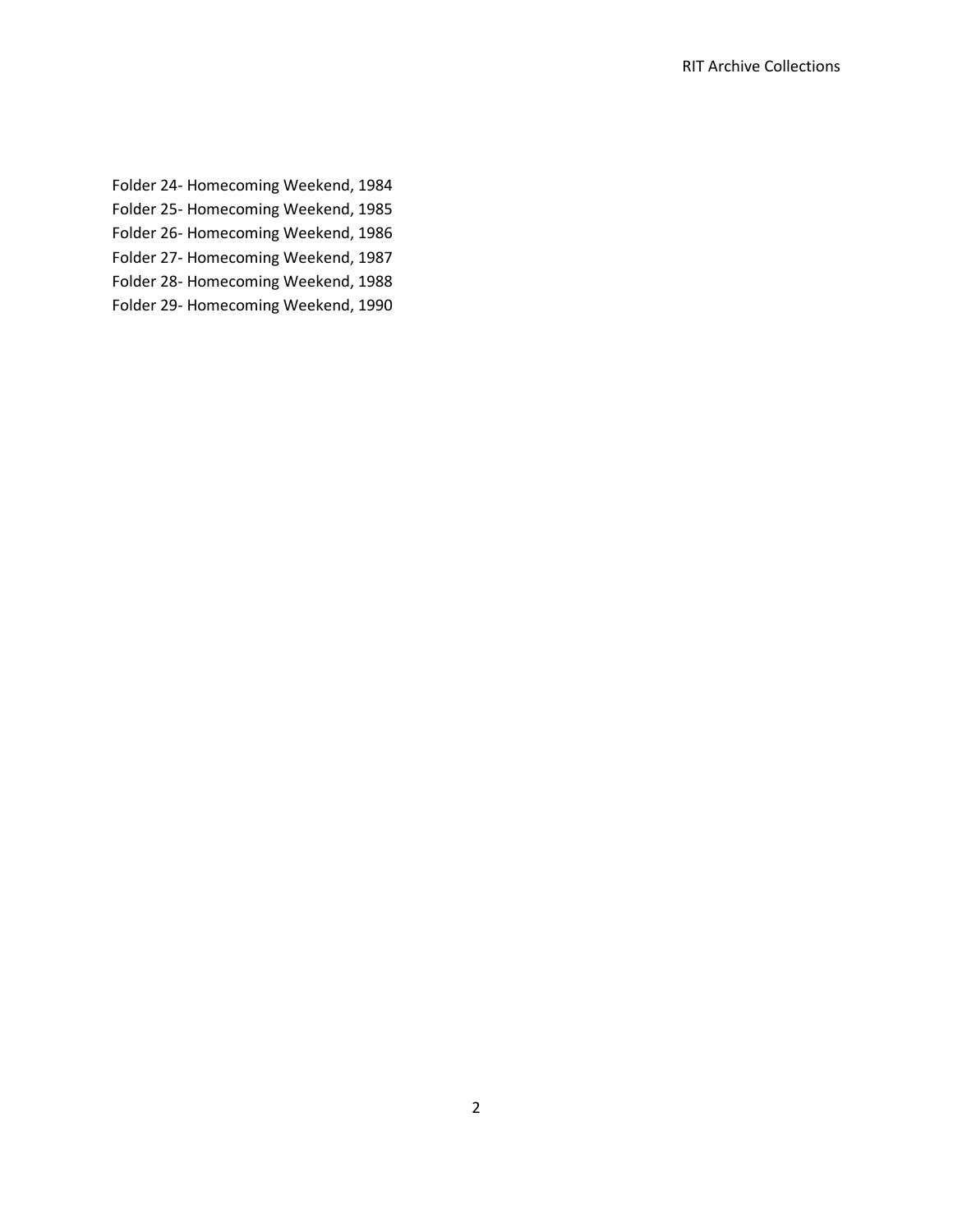Folder 24- Homecoming Weekend, 1984
Folder 25- Homecoming Weekend, 1985
Folder 26- Homecoming Weekend, 1986
Folder 27- Homecoming Weekend, 1987
Folder 28- Homecoming Weekend, 1988
Folder 29- Homecoming Weekend, 1990